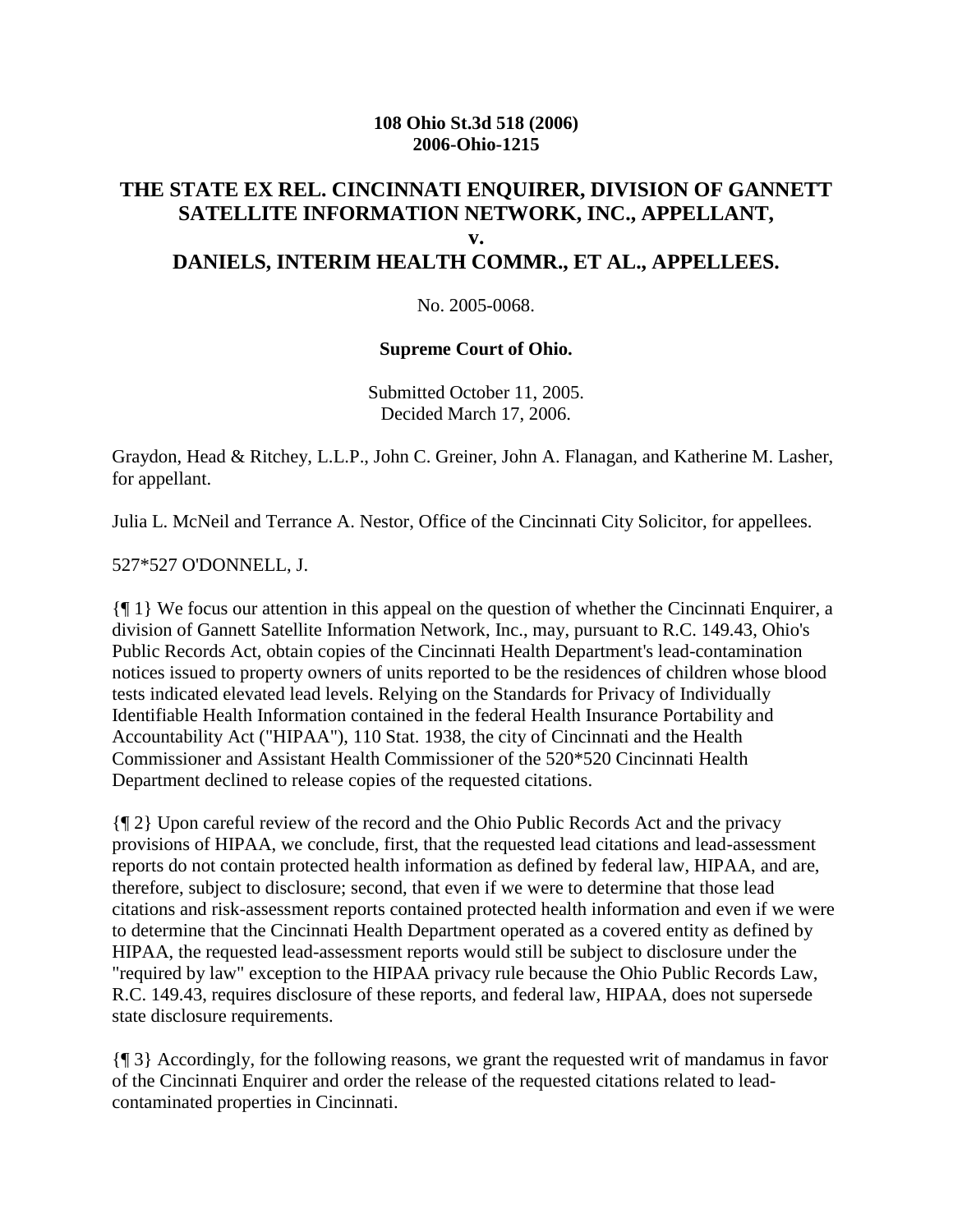**108 Ohio St.3d 518 (2006)**
**2006-Ohio-1215**

# THE STATE EX REL. CINCINNATI ENQUIRER, DIVISION OF GANNETT SATELLITE INFORMATION NETWORK, INC., APPELLANT, v. DANIELS, INTERIM HEALTH COMMR., ET AL., APPELLEES.

No. 2005-0068.

**Supreme Court of Ohio.**

Submitted October 11, 2005.
Decided March 17, 2006.

Graydon, Head & Ritchey, L.L.P., John C. Greiner, John A. Flanagan, and Katherine M. Lasher, for appellant.

Julia L. McNeil and Terrance A. Nestor, Office of the Cincinnati City Solicitor, for appellees.

527*527 O'DONNELL, J.

{¶ 1} We focus our attention in this appeal on the question of whether the Cincinnati Enquirer, a division of Gannett Satellite Information Network, Inc., may, pursuant to R.C. 149.43, Ohio's Public Records Act, obtain copies of the Cincinnati Health Department's lead-contamination notices issued to property owners of units reported to be the residences of children whose blood tests indicated elevated lead levels. Relying on the Standards for Privacy of Individually Identifiable Health Information contained in the federal Health Insurance Portability and Accountability Act ("HIPAA"), 110 Stat. 1938, the city of Cincinnati and the Health Commissioner and Assistant Health Commissioner of the 520*520 Cincinnati Health Department declined to release copies of the requested citations.

{¶ 2} Upon careful review of the record and the Ohio Public Records Act and the privacy provisions of HIPAA, we conclude, first, that the requested lead citations and lead-assessment reports do not contain protected health information as defined by federal law, HIPAA, and are, therefore, subject to disclosure; second, that even if we were to determine that those lead citations and risk-assessment reports contained protected health information and even if we were to determine that the Cincinnati Health Department operated as a covered entity as defined by HIPAA, the requested lead-assessment reports would still be subject to disclosure under the "required by law" exception to the HIPAA privacy rule because the Ohio Public Records Law, R.C. 149.43, requires disclosure of these reports, and federal law, HIPAA, does not supersede state disclosure requirements.

{¶ 3} Accordingly, for the following reasons, we grant the requested writ of mandamus in favor of the Cincinnati Enquirer and order the release of the requested citations related to lead-contaminated properties in Cincinnati.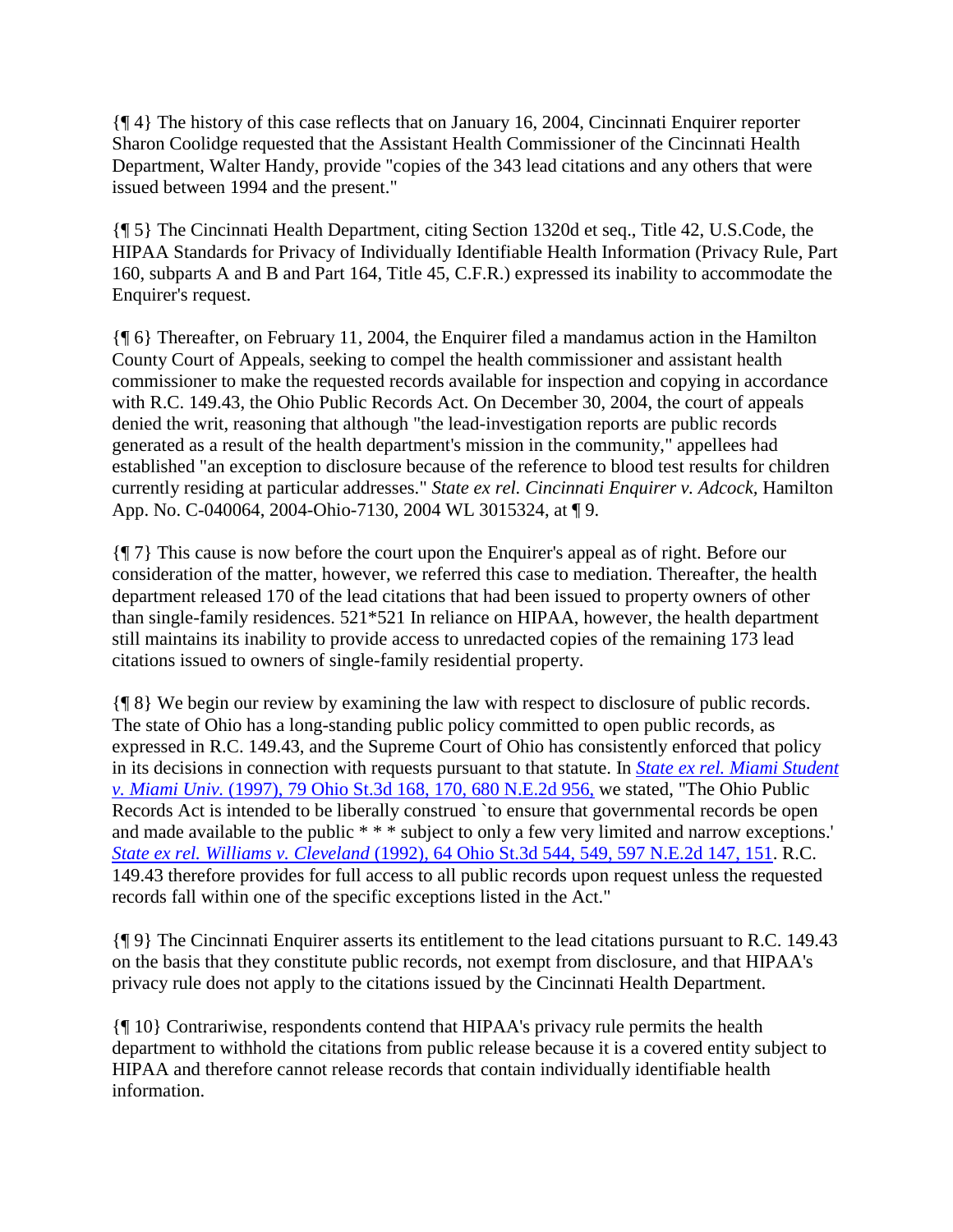{¶ 4} The history of this case reflects that on January 16, 2004, Cincinnati Enquirer reporter Sharon Coolidge requested that the Assistant Health Commissioner of the Cincinnati Health Department, Walter Handy, provide "copies of the 343 lead citations and any others that were issued between 1994 and the present."

{¶ 5} The Cincinnati Health Department, citing Section 1320d et seq., Title 42, U.S.Code, the HIPAA Standards for Privacy of Individually Identifiable Health Information (Privacy Rule, Part 160, subparts A and B and Part 164, Title 45, C.F.R.) expressed its inability to accommodate the Enquirer's request.

{¶ 6} Thereafter, on February 11, 2004, the Enquirer filed a mandamus action in the Hamilton County Court of Appeals, seeking to compel the health commissioner and assistant health commissioner to make the requested records available for inspection and copying in accordance with R.C. 149.43, the Ohio Public Records Act. On December 30, 2004, the court of appeals denied the writ, reasoning that although "the lead-investigation reports are public records generated as a result of the health department's mission in the community," appellees had established "an exception to disclosure because of the reference to blood test results for children currently residing at particular addresses." *State ex rel. Cincinnati Enquirer v. Adcock,* Hamilton App. No. C-040064, 2004-Ohio-7130, 2004 WL 3015324, at ¶ 9.

{¶ 7} This cause is now before the court upon the Enquirer's appeal as of right. Before our consideration of the matter, however, we referred this case to mediation. Thereafter, the health department released 170 of the lead citations that had been issued to property owners of other than single-family residences. 521*521 In reliance on HIPAA, however, the health department still maintains its inability to provide access to unredacted copies of the remaining 173 lead citations issued to owners of single-family residential property.

{¶ 8} We begin our review by examining the law with respect to disclosure of public records. The state of Ohio has a long-standing public policy committed to open public records, as expressed in R.C. 149.43, and the Supreme Court of Ohio has consistently enforced that policy in its decisions in connection with requests pursuant to that statute. In *State ex rel. Miami Student v. Miami Univ.* (1997), 79 Ohio St.3d 168, 170, 680 N.E.2d 956, we stated, "The Ohio Public Records Act is intended to be liberally construed `to ensure that governmental records be open and made available to the public * * * subject to only a few very limited and narrow exceptions.' *State ex rel. Williams v. Cleveland* (1992), 64 Ohio St.3d 544, 549, 597 N.E.2d 147, 151. R.C. 149.43 therefore provides for full access to all public records upon request unless the requested records fall within one of the specific exceptions listed in the Act."

{¶ 9} The Cincinnati Enquirer asserts its entitlement to the lead citations pursuant to R.C. 149.43 on the basis that they constitute public records, not exempt from disclosure, and that HIPAA's privacy rule does not apply to the citations issued by the Cincinnati Health Department.

{¶ 10} Contrariwise, respondents contend that HIPAA's privacy rule permits the health department to withhold the citations from public release because it is a covered entity subject to HIPAA and therefore cannot release records that contain individually identifiable health information.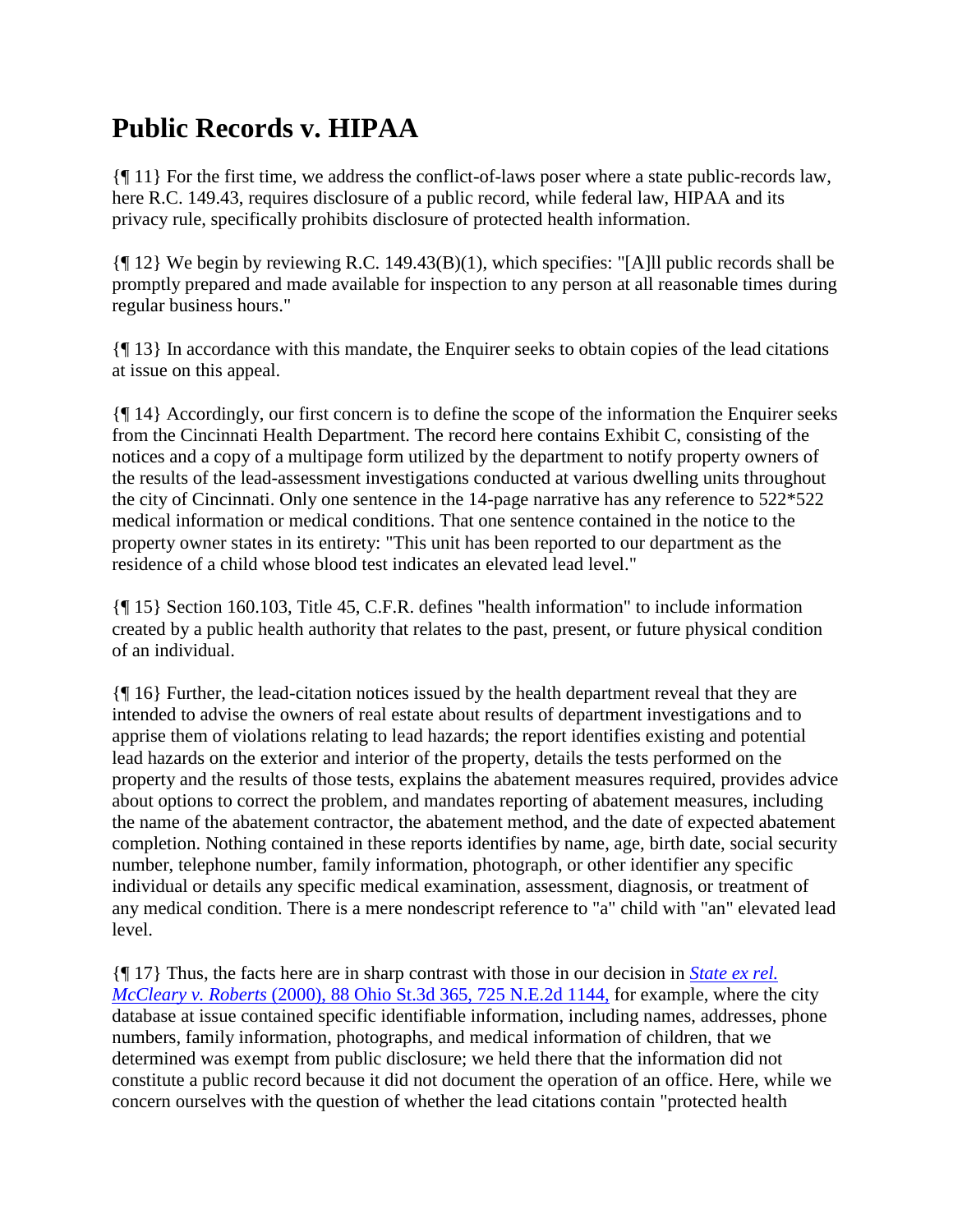# Public Records v. HIPAA

{¶ 11} For the first time, we address the conflict-of-laws poser where a state public-records law, here R.C. 149.43, requires disclosure of a public record, while federal law, HIPAA and its privacy rule, specifically prohibits disclosure of protected health information.

{¶ 12} We begin by reviewing R.C. 149.43(B)(1), which specifies: "[A]ll public records shall be promptly prepared and made available for inspection to any person at all reasonable times during regular business hours."

{¶ 13} In accordance with this mandate, the Enquirer seeks to obtain copies of the lead citations at issue on this appeal.

{¶ 14} Accordingly, our first concern is to define the scope of the information the Enquirer seeks from the Cincinnati Health Department. The record here contains Exhibit C, consisting of the notices and a copy of a multipage form utilized by the department to notify property owners of the results of the lead-assessment investigations conducted at various dwelling units throughout the city of Cincinnati. Only one sentence in the 14-page narrative has any reference to 522*522 medical information or medical conditions. That one sentence contained in the notice to the property owner states in its entirety: "This unit has been reported to our department as the residence of a child whose blood test indicates an elevated lead level."

{¶ 15} Section 160.103, Title 45, C.F.R. defines "health information" to include information created by a public health authority that relates to the past, present, or future physical condition of an individual.

{¶ 16} Further, the lead-citation notices issued by the health department reveal that they are intended to advise the owners of real estate about results of department investigations and to apprise them of violations relating to lead hazards; the report identifies existing and potential lead hazards on the exterior and interior of the property, details the tests performed on the property and the results of those tests, explains the abatement measures required, provides advice about options to correct the problem, and mandates reporting of abatement measures, including the name of the abatement contractor, the abatement method, and the date of expected abatement completion. Nothing contained in these reports identifies by name, age, birth date, social security number, telephone number, family information, photograph, or other identifier any specific individual or details any specific medical examination, assessment, diagnosis, or treatment of any medical condition. There is a mere nondescript reference to "a" child with "an" elevated lead level.

{¶ 17} Thus, the facts here are in sharp contrast with those in our decision in *State ex rel. McCleary v. Roberts* (2000), 88 Ohio St.3d 365, 725 N.E.2d 1144, for example, where the city database at issue contained specific identifiable information, including names, addresses, phone numbers, family information, photographs, and medical information of children, that we determined was exempt from public disclosure; we held there that the information did not constitute a public record because it did not document the operation of an office. Here, while we concern ourselves with the question of whether the lead citations contain "protected health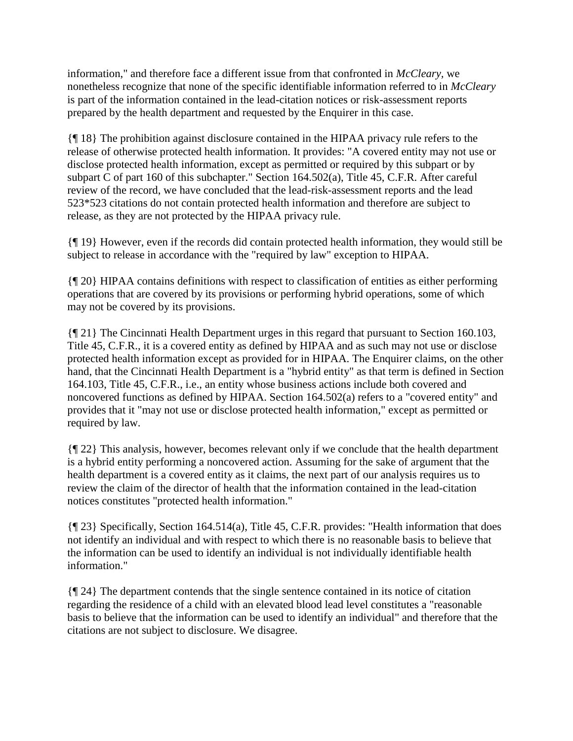information," and therefore face a different issue from that confronted in *McCleary,* we nonetheless recognize that none of the specific identifiable information referred to in *McCleary* is part of the information contained in the lead-citation notices or risk-assessment reports prepared by the health department and requested by the Enquirer in this case.

{¶ 18} The prohibition against disclosure contained in the HIPAA privacy rule refers to the release of otherwise protected health information. It provides: "A covered entity may not use or disclose protected health information, except as permitted or required by this subpart or by subpart C of part 160 of this subchapter." Section 164.502(a), Title 45, C.F.R. After careful review of the record, we have concluded that the lead-risk-assessment reports and the lead 523*523 citations do not contain protected health information and therefore are subject to release, as they are not protected by the HIPAA privacy rule.

{¶ 19} However, even if the records did contain protected health information, they would still be subject to release in accordance with the "required by law" exception to HIPAA.

{¶ 20} HIPAA contains definitions with respect to classification of entities as either performing operations that are covered by its provisions or performing hybrid operations, some of which may not be covered by its provisions.

{¶ 21} The Cincinnati Health Department urges in this regard that pursuant to Section 160.103, Title 45, C.F.R., it is a covered entity as defined by HIPAA and as such may not use or disclose protected health information except as provided for in HIPAA. The Enquirer claims, on the other hand, that the Cincinnati Health Department is a "hybrid entity" as that term is defined in Section 164.103, Title 45, C.F.R., i.e., an entity whose business actions include both covered and noncovered functions as defined by HIPAA. Section 164.502(a) refers to a "covered entity" and provides that it "may not use or disclose protected health information," except as permitted or required by law.

{¶ 22} This analysis, however, becomes relevant only if we conclude that the health department is a hybrid entity performing a noncovered action. Assuming for the sake of argument that the health department is a covered entity as it claims, the next part of our analysis requires us to review the claim of the director of health that the information contained in the lead-citation notices constitutes "protected health information."

{¶ 23} Specifically, Section 164.514(a), Title 45, C.F.R. provides: "Health information that does not identify an individual and with respect to which there is no reasonable basis to believe that the information can be used to identify an individual is not individually identifiable health information."

{¶ 24} The department contends that the single sentence contained in its notice of citation regarding the residence of a child with an elevated blood lead level constitutes a "reasonable basis to believe that the information can be used to identify an individual" and therefore that the citations are not subject to disclosure. We disagree.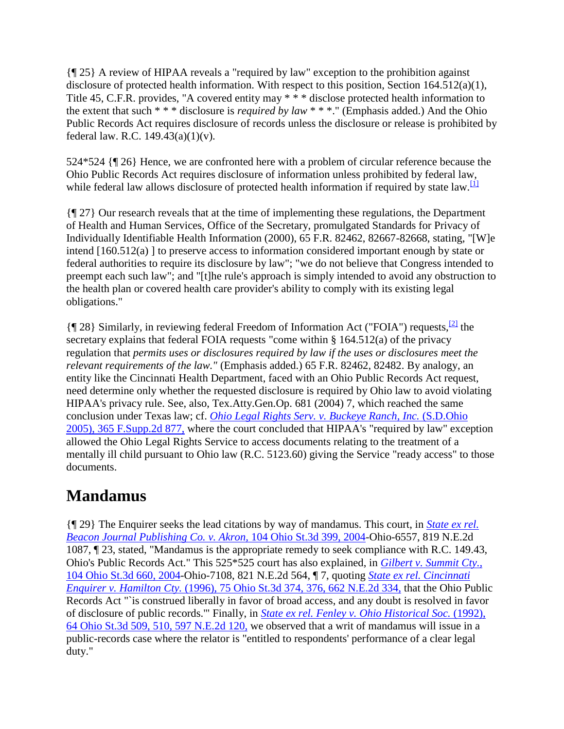{¶ 25} A review of HIPAA reveals a "required by law" exception to the prohibition against disclosure of protected health information. With respect to this position, Section 164.512(a)(1), Title 45, C.F.R. provides, "A covered entity may * * * disclose protected health information to the extent that such * * * disclosure is *required by law* * * *." (Emphasis added.) And the Ohio Public Records Act requires disclosure of records unless the disclosure or release is prohibited by federal law. R.C. 149.43(a)(1)(v).

524*524 {¶ 26} Hence, we are confronted here with a problem of circular reference because the Ohio Public Records Act requires disclosure of information unless prohibited by federal law, while federal law allows disclosure of protected health information if required by state law.[1]

{¶ 27} Our research reveals that at the time of implementing these regulations, the Department of Health and Human Services, Office of the Secretary, promulgated Standards for Privacy of Individually Identifiable Health Information (2000), 65 F.R. 82462, 82667-82668, stating, "[W]e intend [160.512(a) ] to preserve access to information considered important enough by state or federal authorities to require its disclosure by law"; "we do not believe that Congress intended to preempt each such law"; and "[t]he rule's approach is simply intended to avoid any obstruction to the health plan or covered health care provider's ability to comply with its existing legal obligations."

{¶ 28} Similarly, in reviewing federal Freedom of Information Act ("FOIA") requests,[2] the secretary explains that federal FOIA requests "come within § 164.512(a) of the privacy regulation that *permits uses or disclosures required by law if the uses or disclosures meet the relevant requirements of the law."* (Emphasis added.) 65 F.R. 82462, 82482. By analogy, an entity like the Cincinnati Health Department, faced with an Ohio Public Records Act request, need determine only whether the requested disclosure is required by Ohio law to avoid violating HIPAA's privacy rule. See, also, Tex.Atty.Gen.Op. 681 (2004) 7, which reached the same conclusion under Texas law; cf. *Ohio Legal Rights Serv. v. Buckeye Ranch, Inc.* (S.D.Ohio 2005), 365 F.Supp.2d 877, where the court concluded that HIPAA's "required by law" exception allowed the Ohio Legal Rights Service to access documents relating to the treatment of a mentally ill child pursuant to Ohio law (R.C. 5123.60) giving the Service "ready access" to those documents.

# Mandamus

{¶ 29} The Enquirer seeks the lead citations by way of mandamus. This court, in *State ex rel. Beacon Journal Publishing Co. v. Akron,* 104 Ohio St.3d 399, 2004-Ohio-6557, 819 N.E.2d 1087, ¶ 23, stated, "Mandamus is the appropriate remedy to seek compliance with R.C. 149.43, Ohio's Public Records Act." This 525*525 court has also explained, in *Gilbert v. Summit Cty.,* 104 Ohio St.3d 660, 2004-Ohio-7108, 821 N.E.2d 564, ¶ 7, quoting *State ex rel. Cincinnati Enquirer v. Hamilton Cty.* (1996), 75 Ohio St.3d 374, 376, 662 N.E.2d 334, that the Ohio Public Records Act "`is construed liberally in favor of broad access, and any doubt is resolved in favor of disclosure of public records.'" Finally, in *State ex rel. Fenley v. Ohio Historical Soc.* (1992), 64 Ohio St.3d 509, 510, 597 N.E.2d 120, we observed that a writ of mandamus will issue in a public-records case where the relator is "entitled to respondents' performance of a clear legal duty."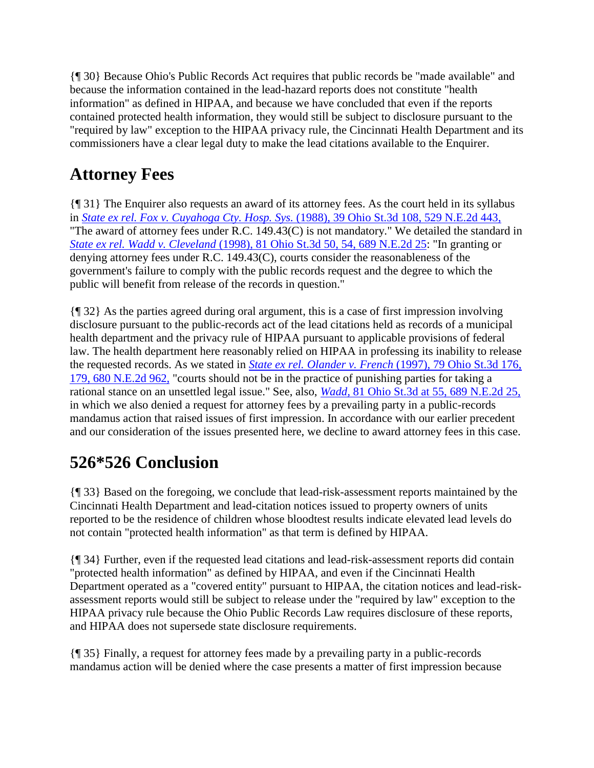{¶ 30} Because Ohio's Public Records Act requires that public records be "made available" and because the information contained in the lead-hazard reports does not constitute "health information" as defined in HIPAA, and because we have concluded that even if the reports contained protected health information, they would still be subject to disclosure pursuant to the "required by law" exception to the HIPAA privacy rule, the Cincinnati Health Department and its commissioners have a clear legal duty to make the lead citations available to the Enquirer.

## Attorney Fees

{¶ 31} The Enquirer also requests an award of its attorney fees. As the court held in its syllabus in *State ex rel. Fox v. Cuyahoga Cty. Hosp. Sys.* (1988), 39 Ohio St.3d 108, 529 N.E.2d 443, "The award of attorney fees under R.C. 149.43(C) is not mandatory." We detailed the standard in *State ex rel. Wadd v. Cleveland* (1998), 81 Ohio St.3d 50, 54, 689 N.E.2d 25: "In granting or denying attorney fees under R.C. 149.43(C), courts consider the reasonableness of the government's failure to comply with the public records request and the degree to which the public will benefit from release of the records in question."

{¶ 32} As the parties agreed during oral argument, this is a case of first impression involving disclosure pursuant to the public-records act of the lead citations held as records of a municipal health department and the privacy rule of HIPAA pursuant to applicable provisions of federal law. The health department here reasonably relied on HIPAA in professing its inability to release the requested records. As we stated in *State ex rel. Olander v. French* (1997), 79 Ohio St.3d 176, 179, 680 N.E.2d 962, "courts should not be in the practice of punishing parties for taking a rational stance on an unsettled legal issue." See, also, *Wadd*, 81 Ohio St.3d at 55, 689 N.E.2d 25, in which we also denied a request for attorney fees by a prevailing party in a public-records mandamus action that raised issues of first impression. In accordance with our earlier precedent and our consideration of the issues presented here, we decline to award attorney fees in this case.

## 526*526 Conclusion

{¶ 33} Based on the foregoing, we conclude that lead-risk-assessment reports maintained by the Cincinnati Health Department and lead-citation notices issued to property owners of units reported to be the residence of children whose bloodtest results indicate elevated lead levels do not contain "protected health information" as that term is defined by HIPAA.

{¶ 34} Further, even if the requested lead citations and lead-risk-assessment reports did contain "protected health information" as defined by HIPAA, and even if the Cincinnati Health Department operated as a "covered entity" pursuant to HIPAA, the citation notices and lead-risk-assessment reports would still be subject to release under the "required by law" exception to the HIPAA privacy rule because the Ohio Public Records Law requires disclosure of these reports, and HIPAA does not supersede state disclosure requirements.

{¶ 35} Finally, a request for attorney fees made by a prevailing party in a public-records mandamus action will be denied where the case presents a matter of first impression because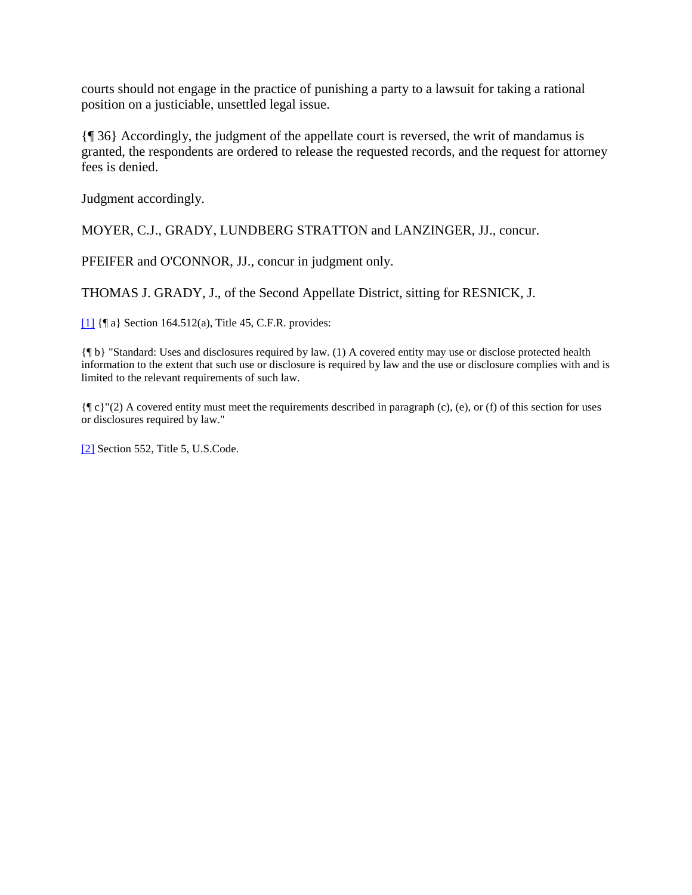courts should not engage in the practice of punishing a party to a lawsuit for taking a rational position on a justiciable, unsettled legal issue.

{¶ 36} Accordingly, the judgment of the appellate court is reversed, the writ of mandamus is granted, the respondents are ordered to release the requested records, and the request for attorney fees is denied.

Judgment accordingly.

MOYER, C.J., GRADY, LUNDBERG STRATTON and LANZINGER, JJ., concur.

PFEIFER and O'CONNOR, JJ., concur in judgment only.

THOMAS J. GRADY, J., of the Second Appellate District, sitting for RESNICK, J.

[1] {¶ a} Section 164.512(a), Title 45, C.F.R. provides:

{¶ b} "Standard: Uses and disclosures required by law. (1) A covered entity may use or disclose protected health information to the extent that such use or disclosure is required by law and the use or disclosure complies with and is limited to the relevant requirements of such law.

{¶ c}"(2) A covered entity must meet the requirements described in paragraph (c), (e), or (f) of this section for uses or disclosures required by law."

[2] Section 552, Title 5, U.S.Code.